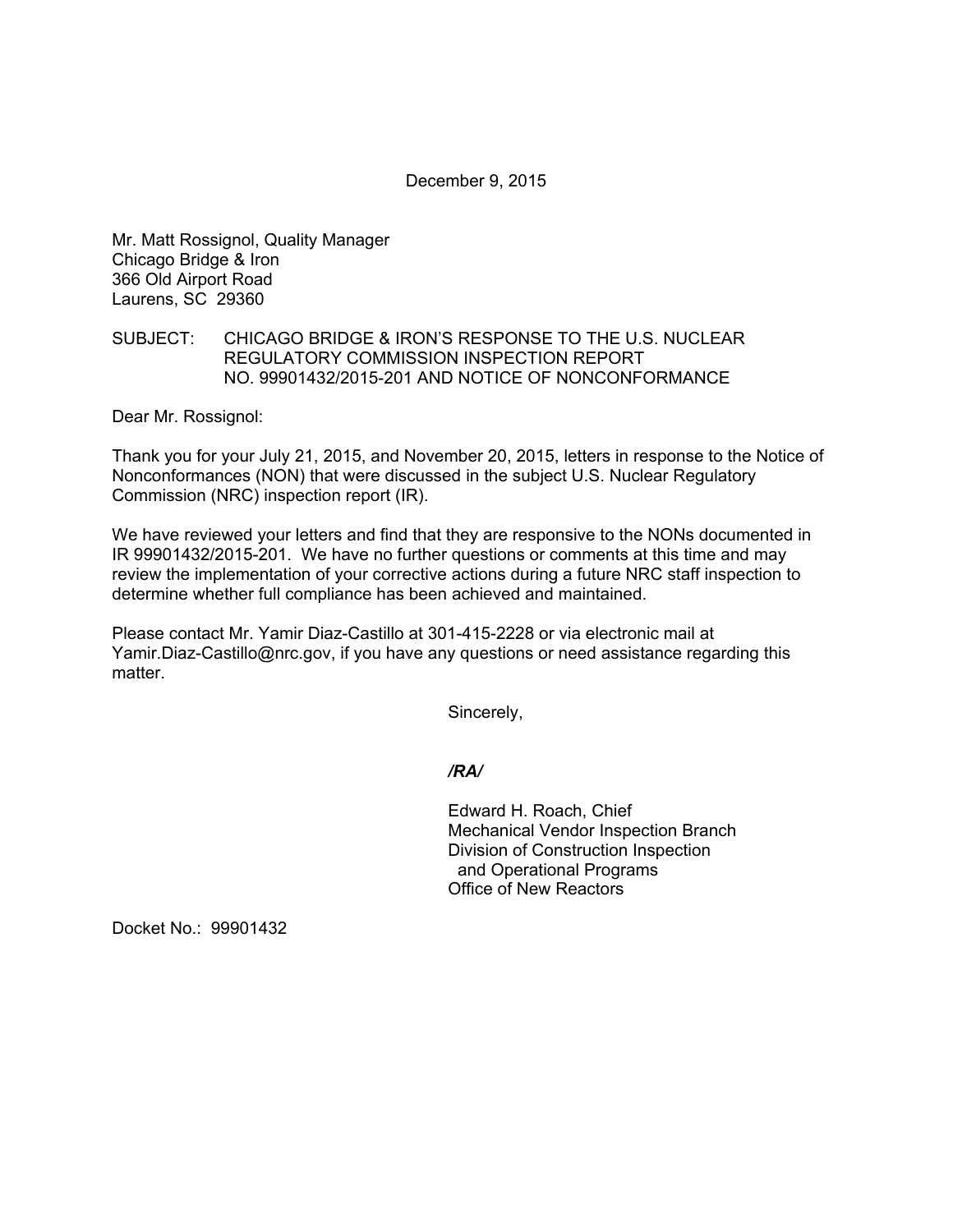December 9, 2015

Mr. Matt Rossignol, Quality Manager
Chicago Bridge & Iron
366 Old Airport Road
Laurens, SC 29360

SUBJECT: CHICAGO BRIDGE & IRON'S RESPONSE TO THE U.S. NUCLEAR REGULATORY COMMISSION INSPECTION REPORT NO. 99901432/2015-201 AND NOTICE OF NONCONFORMANCE

Dear Mr. Rossignol:

Thank you for your July 21, 2015, and November 20, 2015, letters in response to the Notice of Nonconformances (NON) that were discussed in the subject U.S. Nuclear Regulatory Commission (NRC) inspection report (IR).

We have reviewed your letters and find that they are responsive to the NONs documented in IR 99901432/2015-201. We have no further questions or comments at this time and may review the implementation of your corrective actions during a future NRC staff inspection to determine whether full compliance has been achieved and maintained.

Please contact Mr. Yamir Diaz-Castillo at 301-415-2228 or via electronic mail at Yamir.Diaz-Castillo@nrc.gov, if you have any questions or need assistance regarding this matter.

Sincerely,

*/RA/*

Edward H. Roach, Chief
Mechanical Vendor Inspection Branch
Division of Construction Inspection
and Operational Programs
Office of New Reactors

Docket No.: 99901432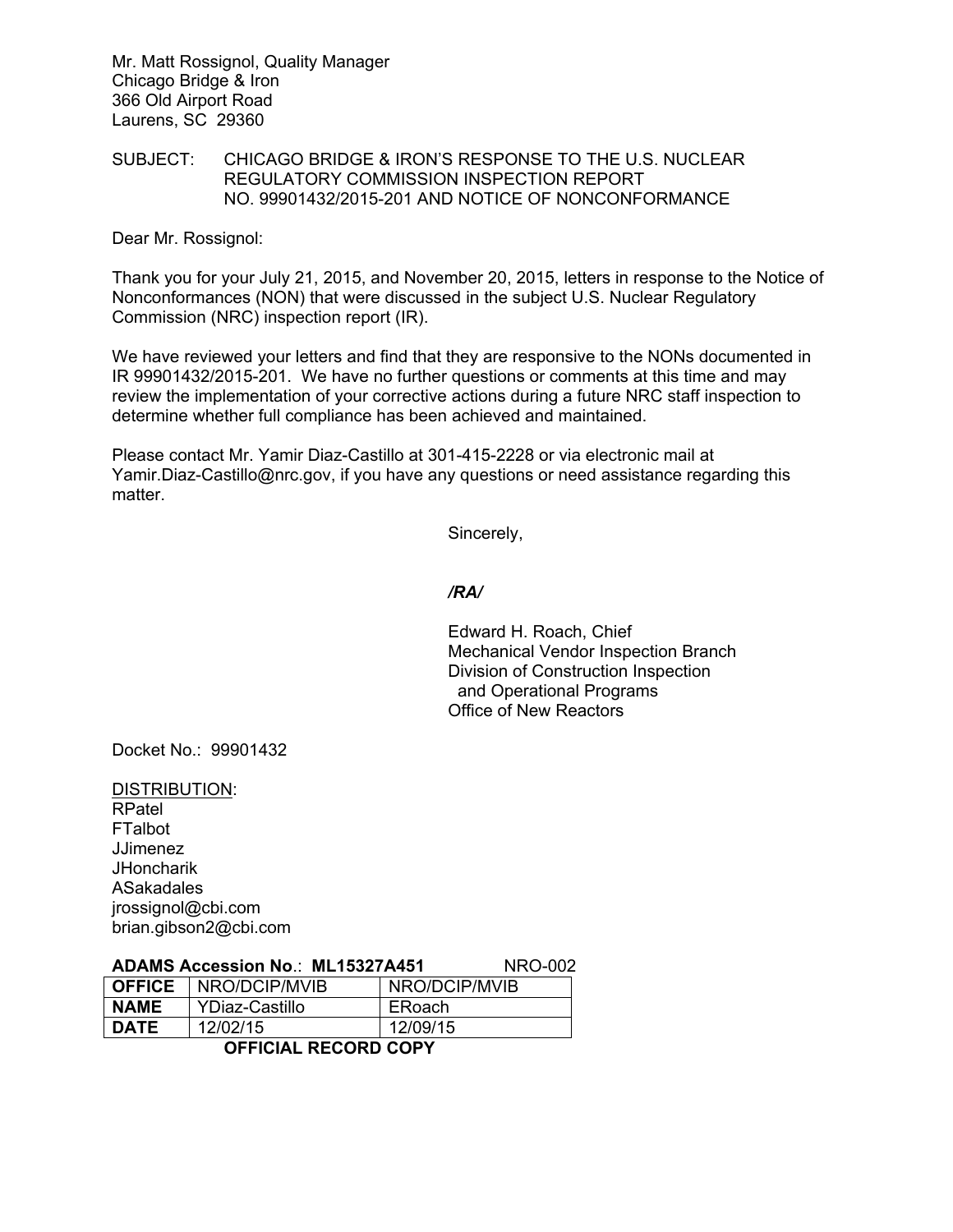Mr. Matt Rossignol, Quality Manager
Chicago Bridge & Iron
366 Old Airport Road
Laurens, SC 29360

SUBJECT: CHICAGO BRIDGE & IRON'S RESPONSE TO THE U.S. NUCLEAR REGULATORY COMMISSION INSPECTION REPORT NO. 99901432/2015-201 AND NOTICE OF NONCONFORMANCE

Dear Mr. Rossignol:

Thank you for your July 21, 2015, and November 20, 2015, letters in response to the Notice of Nonconformances (NON) that were discussed in the subject U.S. Nuclear Regulatory Commission (NRC) inspection report (IR).

We have reviewed your letters and find that they are responsive to the NONs documented in IR 99901432/2015-201. We have no further questions or comments at this time and may review the implementation of your corrective actions during a future NRC staff inspection to determine whether full compliance has been achieved and maintained.

Please contact Mr. Yamir Diaz-Castillo at 301-415-2228 or via electronic mail at Yamir.Diaz-Castillo@nrc.gov, if you have any questions or need assistance regarding this matter.

Sincerely,

*/RA/*

Edward H. Roach, Chief
Mechanical Vendor Inspection Branch
Division of Construction Inspection
and Operational Programs
Office of New Reactors

Docket No.: 99901432

<u>DISTRIBUTION</u>:
RPatel
FTalbot
JJimenez
JHoncharik
ASakadales
jrossignol@cbi.com
brian.gibson2@cbi.com

**ADAMS Accession No**.: **ML15327A451** NRO-002

| | | |
|---|---|---|
| **OFFICE** | NRO/DCIP/MVIB | NRO/DCIP/MVIB |
| **NAME** | YDiaz-Castillo | ERoach |
| **DATE** | 12/02/15 | 12/09/15 |

**OFFICIAL RECORD COPY**